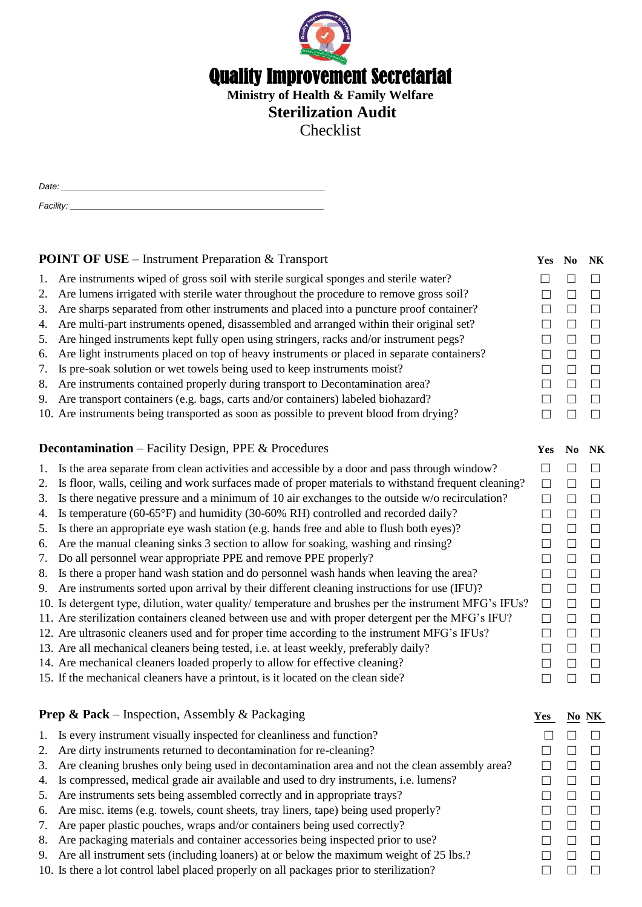# Quality Improvement Secretariat

**Ministry of Health & Family Welfare**

## Sterilization Audit

Checklist

*Date:* ______________________________________________

*Facility:* ____________________________________________

| **POINT OF USE** – Instrument Preparation & Transport | **Yes** | **No** | **NK** |
|---|---|---|---|
| 1. Are instruments wiped of gross soil with sterile surgical sponges and sterile water? | ☐ | ☐ | ☐ |
| 2. Are lumens irrigated with sterile water throughout the procedure to remove gross soil? | ☐ | ☐ | ☐ |
| 3. Are sharps separated from other instruments and placed into a puncture proof container? | ☐ | ☐ | ☐ |
| 4. Are multi-part instruments opened, disassembled and arranged within their original set? | ☐ | ☐ | ☐ |
| 5. Are hinged instruments kept fully open using stringers, racks and/or instrument pegs? | ☐ | ☐ | ☐ |
| 6. Are light instruments placed on top of heavy instruments or placed in separate containers? | ☐ | ☐ | ☐ |
| 7. Is pre-soak solution or wet towels being used to keep instruments moist? | ☐ | ☐ | ☐ |
| 8. Are instruments contained properly during transport to Decontamination area? | ☐ | ☐ | ☐ |
| 9. Are transport containers (e.g. bags, carts and/or containers) labeled biohazard? | ☐ | ☐ | ☐ |
| 10. Are instruments being transported as soon as possible to prevent blood from drying? | ☐ | ☐ | ☐ |

| **Decontamination** – Facility Design, PPE & Procedures | **Yes** | **No** | **NK** |
|---|---|---|---|
| 1. Is the area separate from clean activities and accessible by a door and pass through window? | ☐ | ☐ | ☐ |
| 2. Is floor, walls, ceiling and work surfaces made of proper materials to withstand frequent cleaning? | ☐ | ☐ | ☐ |
| 3. Is there negative pressure and a minimum of 10 air exchanges to the outside w/o recirculation? | ☐ | ☐ | ☐ |
| 4. Is temperature (60-65°F) and humidity (30-60% RH) controlled and recorded daily? | ☐ | ☐ | ☐ |
| 5. Is there an appropriate eye wash station (e.g. hands free and able to flush both eyes)? | ☐ | ☐ | ☐ |
| 6. Are the manual cleaning sinks 3 section to allow for soaking, washing and rinsing? | ☐ | ☐ | ☐ |
| 7. Do all personnel wear appropriate PPE and remove PPE properly? | ☐ | ☐ | ☐ |
| 8. Is there a proper hand wash station and do personnel wash hands when leaving the area? | ☐ | ☐ | ☐ |
| 9. Are instruments sorted upon arrival by their different cleaning instructions for use (IFU)? | ☐ | ☐ | ☐ |
| 10. Is detergent type, dilution, water quality/ temperature and brushes per the instrument MFG's IFUs? | ☐ | ☐ | ☐ |
| 11. Are sterilization containers cleaned between use and with proper detergent per the MFG's IFU? | ☐ | ☐ | ☐ |
| 12. Are ultrasonic cleaners used and for proper time according to the instrument MFG's IFUs? | ☐ | ☐ | ☐ |
| 13. Are all mechanical cleaners being tested, i.e. at least weekly, preferably daily? | ☐ | ☐ | ☐ |
| 14. Are mechanical cleaners loaded properly to allow for effective cleaning? | ☐ | ☐ | ☐ |
| 15. If the mechanical cleaners have a printout, is it located on the clean side? | ☐ | ☐ | ☐ |

| **Prep & Pack** – Inspection, Assembly & Packaging | **Yes** | **No** | **NK** |
|---|---|---|---|
| 1. Is every instrument visually inspected for cleanliness and function? | ☐ | ☐ | ☐ |
| 2. Are dirty instruments returned to decontamination for re-cleaning? | ☐ | ☐ | ☐ |
| 3. Are cleaning brushes only being used in decontamination area and not the clean assembly area? | ☐ | ☐ | ☐ |
| 4. Is compressed, medical grade air available and used to dry instruments, i.e. lumens? | ☐ | ☐ | ☐ |
| 5. Are instruments sets being assembled correctly and in appropriate trays? | ☐ | ☐ | ☐ |
| 6. Are misc. items (e.g. towels, count sheets, tray liners, tape) being used properly? | ☐ | ☐ | ☐ |
| 7. Are paper plastic pouches, wraps and/or containers being used correctly? | ☐ | ☐ | ☐ |
| 8. Are packaging materials and container accessories being inspected prior to use? | ☐ | ☐ | ☐ |
| 9. Are all instrument sets (including loaners) at or below the maximum weight of 25 lbs.? | ☐ | ☐ | ☐ |
| 10. Is there a lot control label placed properly on all packages prior to sterilization? | ☐ | ☐ | ☐ |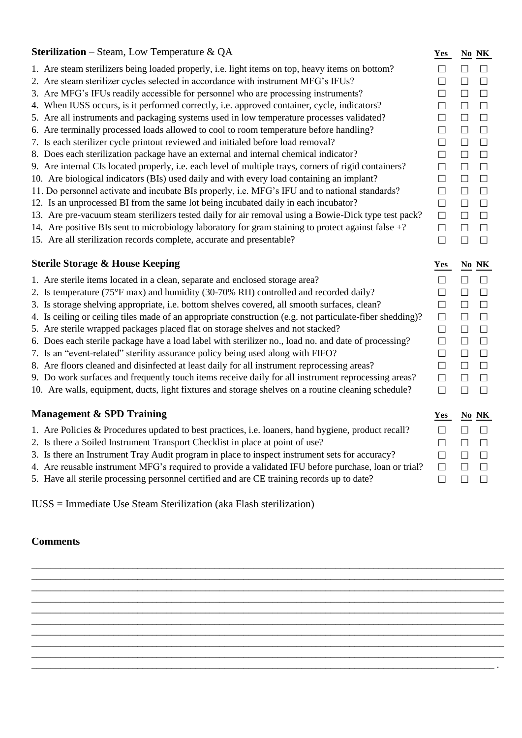| **Sterilization** – Steam, Low Temperature & QA | Yes | No | NK |
| --- | --- | --- | --- |
| 1. Are steam sterilizers being loaded properly, i.e. light items on top, heavy items on bottom? | ☐ | ☐ | ☐ |
| 2. Are steam sterilizer cycles selected in accordance with instrument MFG's IFUs? | ☐ | ☐ | ☐ |
| 3. Are MFG's IFUs readily accessible for personnel who are processing instruments? | ☐ | ☐ | ☐ |
| 4. When IUSS occurs, is it performed correctly, i.e. approved container, cycle, indicators? | ☐ | ☐ | ☐ |
| 5. Are all instruments and packaging systems used in low temperature processes validated? | ☐ | ☐ | ☐ |
| 6. Are terminally processed loads allowed to cool to room temperature before handling? | ☐ | ☐ | ☐ |
| 7. Is each sterilizer cycle printout reviewed and initialed before load removal? | ☐ | ☐ | ☐ |
| 8. Does each sterilization package have an external and internal chemical indicator? | ☐ | ☐ | ☐ |
| 9. Are internal CIs located properly, i.e. each level of multiple trays, corners of rigid containers? | ☐ | ☐ | ☐ |
| 10. Are biological indicators (BIs) used daily and with every load containing an implant? | ☐ | ☐ | ☐ |
| 11. Do personnel activate and incubate BIs properly, i.e. MFG's IFU and to national standards? | ☐ | ☐ | ☐ |
| 12. Is an unprocessed BI from the same lot being incubated daily in each incubator? | ☐ | ☐ | ☐ |
| 13. Are pre-vacuum steam sterilizers tested daily for air removal using a Bowie-Dick type test pack? | ☐ | ☐ | ☐ |
| 14. Are positive BIs sent to microbiology laboratory for gram staining to protect against false +? | ☐ | ☐ | ☐ |
| 15. Are all sterilization records complete, accurate and presentable? | ☐ | ☐ | ☐ |

| **Sterile Storage & House Keeping** | Yes | No | NK |
| --- | --- | --- | --- |
| 1. Are sterile items located in a clean, separate and enclosed storage area? | ☐ | ☐ | ☐ |
| 2. Is temperature (75°F max) and humidity (30-70% RH) controlled and recorded daily? | ☐ | ☐ | ☐ |
| 3. Is storage shelving appropriate, i.e. bottom shelves covered, all smooth surfaces, clean? | ☐ | ☐ | ☐ |
| 4. Is ceiling or ceiling tiles made of an appropriate construction (e.g. not particulate-fiber shedding)? | ☐ | ☐ | ☐ |
| 5. Are sterile wrapped packages placed flat on storage shelves and not stacked? | ☐ | ☐ | ☐ |
| 6. Does each sterile package have a load label with sterilizer no., load no. and date of processing? | ☐ | ☐ | ☐ |
| 7. Is an "event-related" sterility assurance policy being used along with FIFO? | ☐ | ☐ | ☐ |
| 8. Are floors cleaned and disinfected at least daily for all instrument reprocessing areas? | ☐ | ☐ | ☐ |
| 9. Do work surfaces and frequently touch items receive daily for all instrument reprocessing areas? | ☐ | ☐ | ☐ |
| 10. Are walls, equipment, ducts, light fixtures and storage shelves on a routine cleaning schedule? | ☐ | ☐ | ☐ |

| **Management & SPD Training** | Yes | No | NK |
| --- | --- | --- | --- |
| 1. Are Policies & Procedures updated to best practices, i.e. loaners, hand hygiene, product recall? | ☐ | ☐ | ☐ |
| 2. Is there a Soiled Instrument Transport Checklist in place at point of use? | ☐ | ☐ | ☐ |
| 3. Is there an Instrument Tray Audit program in place to inspect instrument sets for accuracy? | ☐ | ☐ | ☐ |
| 4. Are reusable instrument MFG's required to provide a validated IFU before purchase, loan or trial? | ☐ | ☐ | ☐ |
| 5. Have all sterile processing personnel certified and are CE training records up to date? | ☐ | ☐ | ☐ |

IUSS = Immediate Use Steam Sterilization (aka Flash sterilization)

## Comments

_______________________________________________________________________________________________
_______________________________________________________________________________________________
_______________________________________________________________________________________________
_______________________________________________________________________________________________
_______________________________________________________________________________________________
_______________________________________________________________________________________________
_______________________________________________________________________________________________
_______________________________________________________________________________________________
_______________________________________________________________________________________________
_____________________________________________________________________________________________.